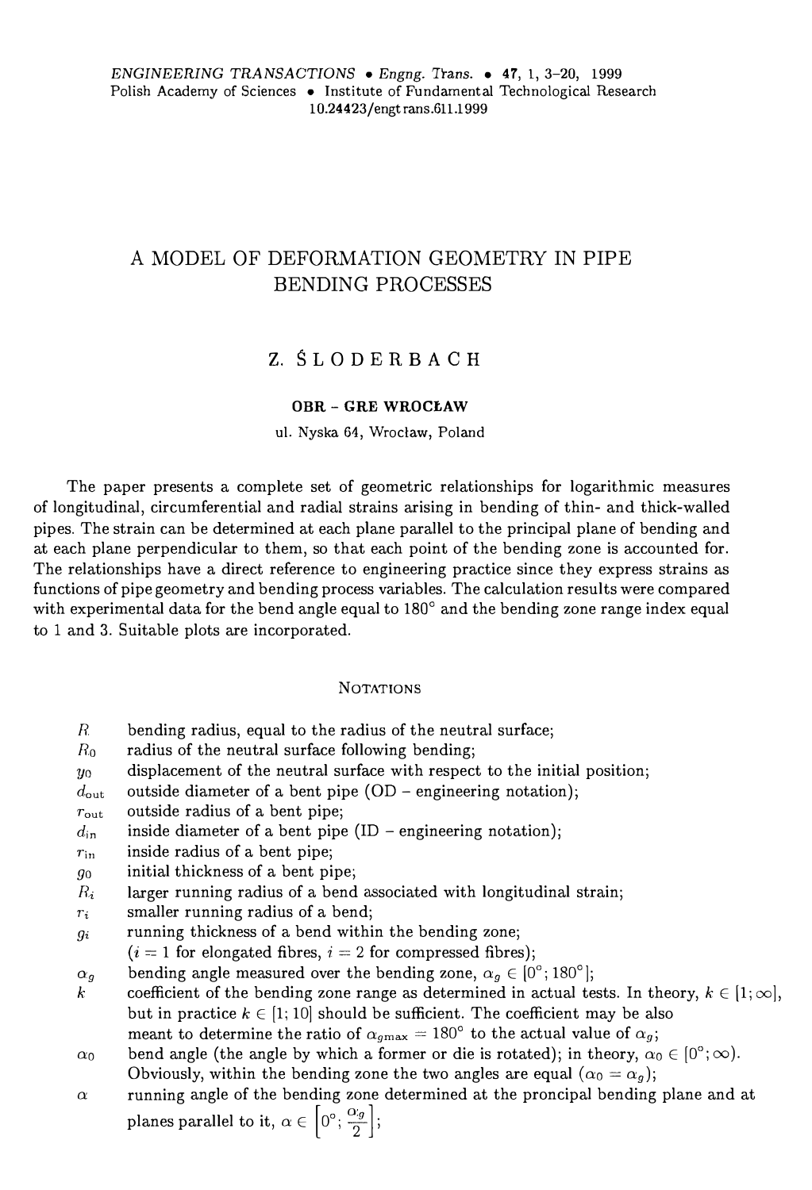ENGINEERING TRANSACTIONS • Engng. Trans. • 47, 1, 3–20, 1999
Polish Academy of Sciences • Institute of Fundamental Technological Research
10.24423/engtrans.611.1999

# A MODEL OF DEFORMATION GEOMETRY IN PIPE BENDING PROCESSES

## Z. ŚLODERBACH

**OBR - GRE WROCŁAW**

ul. Nyska 64, Wrocław, Poland

The paper presents a complete set of geometric relationships for logarithmic measures of longitudinal, circumferential and radial strains arising in bending of thin- and thick-walled pipes. The strain can be determined at each plane parallel to the principal plane of bending and at each plane perpendicular to them, so that each point of the bending zone is accounted for. The relationships have a direct reference to engineering practice since they express strains as functions of pipe geometry and bending process variables. The calculation results were compared with experimental data for the bend angle equal to 180° and the bending zone range index equal to 1 and 3. Suitable plots are incorporated.

### NOTATIONS

- $R$ bending radius, equal to the radius of the neutral surface;
- $R_0$ radius of the neutral surface following bending;
- $y_0$ displacement of the neutral surface with respect to the initial position;
- $d_{\text{out}}$ outside diameter of a bent pipe (OD – engineering notation);
- $r_{\text{out}}$ outside radius of a bent pipe;
- $d_{\text{in}}$ inside diameter of a bent pipe (ID – engineering notation);
- $r_{\text{in}}$ inside radius of a bent pipe;
- $g_0$ initial thickness of a bent pipe;
- $R_i$ larger running radius of a bend associated with longitudinal strain;
- $r_i$ smaller running radius of a bend;
- $g_i$ running thickness of a bend within the bending zone; ($i = 1$ for elongated fibres, $i = 2$ for compressed fibres);
- $\alpha_g$ bending angle measured over the bending zone, $\alpha_g \in [0°; 180°]$;
- $k$ coefficient of the bending zone range as determined in actual tests. In theory, $k \in [1; \infty]$, but in practice $k \in [1; 10]$ should be sufficient. The coefficient may be also meant to determine the ratio of $\alpha_{g\max} = 180°$ to the actual value of $\alpha_g$;
- $\alpha_0$ bend angle (the angle by which a former or die is rotated); in theory, $\alpha_0 \in [0°; \infty)$. Obviously, within the bending zone the two angles are equal ($\alpha_0 = \alpha_g$);
- $\alpha$ running angle of the bending zone determined at the proncipal bending plane and at planes parallel to it, $\alpha \in \left[0°; \frac{\alpha_g}{2}\right]$;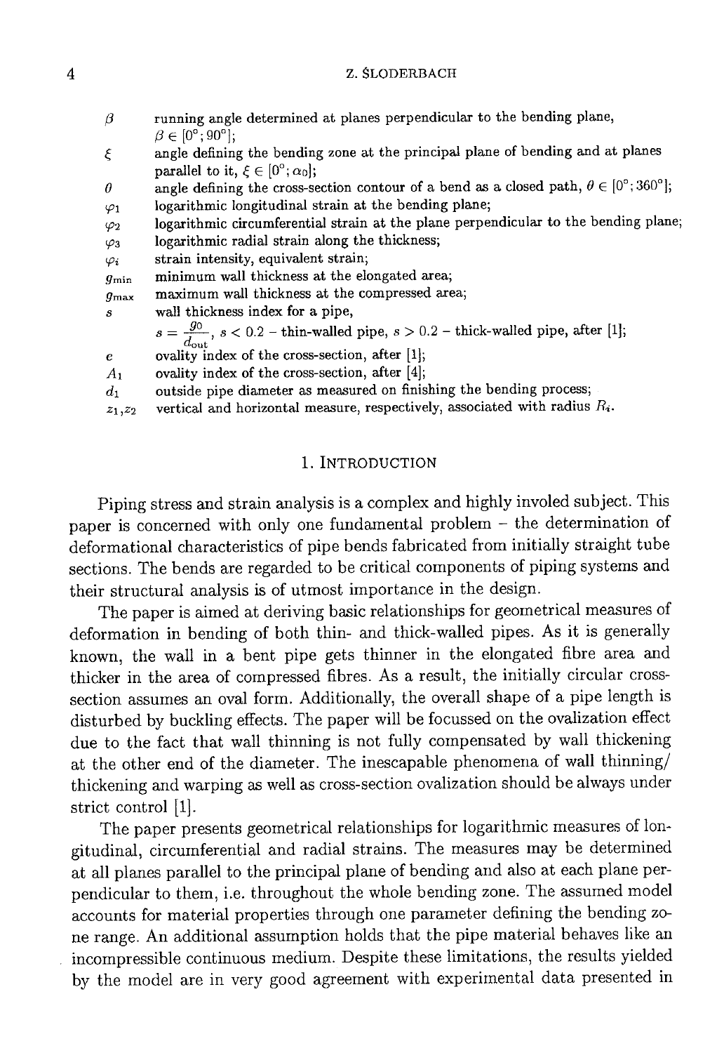| | |
|---|---|
| $\beta$ | running angle determined at planes perpendicular to the bending plane, $\beta \in [0°; 90°]$; |
| $\xi$ | angle defining the bending zone at the principal plane of bending and at planes parallel to it, $\xi \in [0°; \alpha_0]$; |
| $\theta$ | angle defining the cross-section contour of a bend as a closed path, $\theta \in [0°; 360°]$; |
| $\varphi_1$ | logarithmic longitudinal strain at the bending plane; |
| $\varphi_2$ | logarithmic circumferential strain at the plane perpendicular to the bending plane; |
| $\varphi_3$ | logarithmic radial strain along the thickness; |
| $\varphi_i$ | strain intensity, equivalent strain; |
| $g_{\min}$ | minimum wall thickness at the elongated area; |
| $g_{\max}$ | maximum wall thickness at the compressed area; |
| $s$ | wall thickness index for a pipe, $s = \frac{g_0}{d_{\text{out}}}$, $s < 0.2$ – thin-walled pipe, $s > 0.2$ – thick-walled pipe, after [1]; |
| $e$ | ovality index of the cross-section, after [1]; |
| $A_1$ | ovality index of the cross-section, after [4]; |
| $d_1$ | outside pipe diameter as measured on finishing the bending process; |
| $z_1, z_2$ | vertical and horizontal measure, respectively, associated with radius $R_i$. |

## 1. Introduction

Piping stress and strain analysis is a complex and highly involed subject. This paper is concerned with only one fundamental problem – the determination of deformational characteristics of pipe bends fabricated from initially straight tube sections. The bends are regarded to be critical components of piping systems and their structural analysis is of utmost importance in the design.

The paper is aimed at deriving basic relationships for geometrical measures of deformation in bending of both thin- and thick-walled pipes. As it is generally known, the wall in a bent pipe gets thinner in the elongated fibre area and thicker in the area of compressed fibres. As a result, the initially circular cross-section assumes an oval form. Additionally, the overall shape of a pipe length is disturbed by buckling effects. The paper will be focussed on the ovalization effect due to the fact that wall thinning is not fully compensated by wall thickening at the other end of the diameter. The inescapable phenomena of wall thinning/thickening and warping as well as cross-section ovalization should be always under strict control [1].

The paper presents geometrical relationships for logarithmic measures of longitudinal, circumferential and radial strains. The measures may be determined at all planes parallel to the principal plane of bending and also at each plane perpendicular to them, i.e. throughout the whole bending zone. The assumed model accounts for material properties through one parameter defining the bending zone range. An additional assumption holds that the pipe material behaves like an incompressible continuous medium. Despite these limitations, the results yielded by the model are in very good agreement with experimental data presented in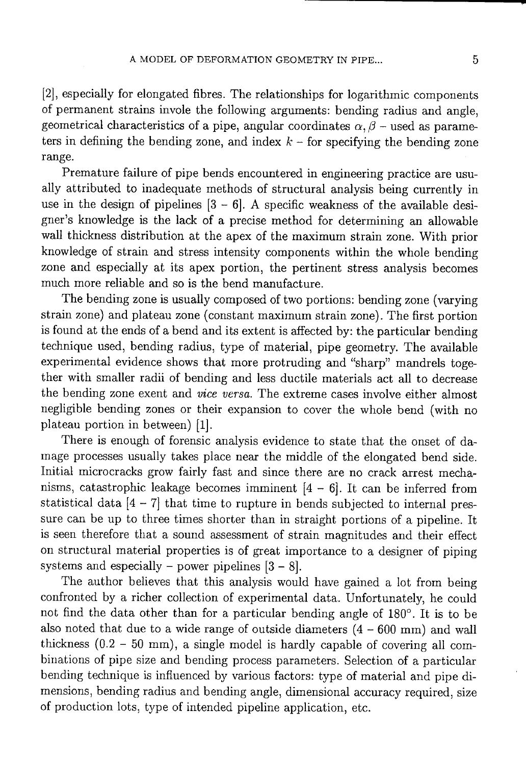[2], especially for elongated fibres. The relationships for logarithmic components of permanent strains invole the following arguments: bending radius and angle, geometrical characteristics of a pipe, angular coordinates $\alpha, \beta$ – used as parameters in defining the bending zone, and index $k$ – for specifying the bending zone range.

Premature failure of pipe bends encountered in engineering practice are usually attributed to inadequate methods of structural analysis being currently in use in the design of pipelines [3 – 6]. A specific weakness of the available designer's knowledge is the lack of a precise method for determining an allowable wall thickness distribution at the apex of the maximum strain zone. With prior knowledge of strain and stress intensity components within the whole bending zone and especially at its apex portion, the pertinent stress analysis becomes much more reliable and so is the bend manufacture.

The bending zone is usually composed of two portions: bending zone (varying strain zone) and plateau zone (constant maximum strain zone). The first portion is found at the ends of a bend and its extent is affected by: the particular bending technique used, bending radius, type of material, pipe geometry. The available experimental evidence shows that more protruding and "sharp" mandrels together with smaller radii of bending and less ductile materials act all to decrease the bending zone exent and *vice versa*. The extreme cases involve either almost negligible bending zones or their expansion to cover the whole bend (with no plateau portion in between) [1].

There is enough of forensic analysis evidence to state that the onset of damage processes usually takes place near the middle of the elongated bend side. Initial microcracks grow fairly fast and since there are no crack arrest mechanisms, catastrophic leakage becomes imminent [4 – 6]. It can be inferred from statistical data [4 – 7] that time to rupture in bends subjected to internal pressure can be up to three times shorter than in straight portions of a pipeline. It is seen therefore that a sound assessment of strain magnitudes and their effect on structural material properties is of great importance to a designer of piping systems and especially – power pipelines [3 – 8].

The author believes that this analysis would have gained a lot from being confronted by a richer collection of experimental data. Unfortunately, he could not find the data other than for a particular bending angle of 180°. It is to be also noted that due to a wide range of outside diameters (4 – 600 mm) and wall thickness (0.2 – 50 mm), a single model is hardly capable of covering all combinations of pipe size and bending process parameters. Selection of a particular bending technique is influenced by various factors: type of material and pipe dimensions, bending radius and bending angle, dimensional accuracy required, size of production lots, type of intended pipeline application, etc.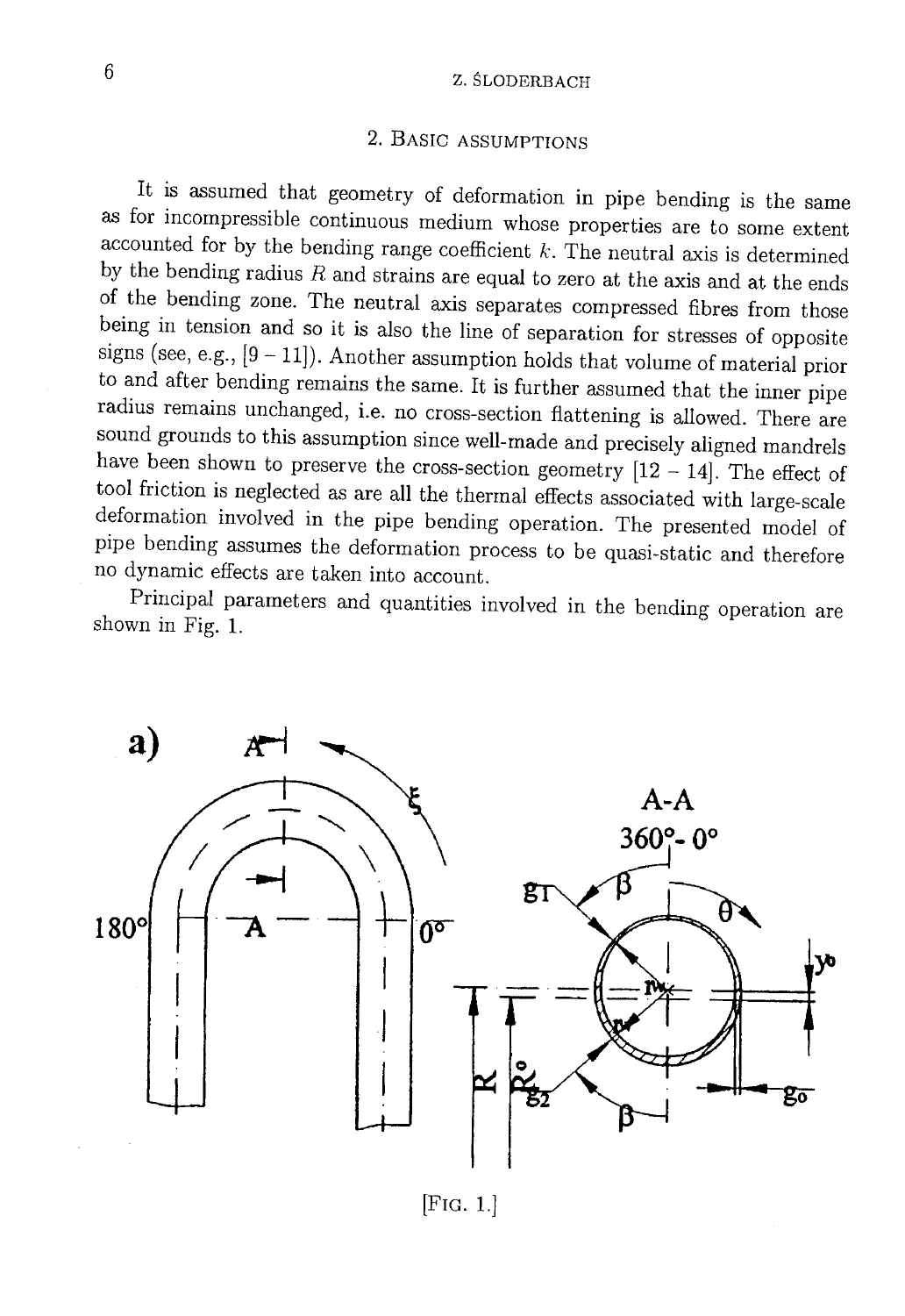## 2. Basic assumptions

It is assumed that geometry of deformation in pipe bending is the same as for incompressible continuous medium whose properties are to some extent accounted for by the bending range coefficient $k$. The neutral axis is determined by the bending radius $R$ and strains are equal to zero at the axis and at the ends of the bending zone. The neutral axis separates compressed fibres from those being in tension and so it is also the line of separation for stresses of opposite signs (see, e.g., [9 – 11]). Another assumption holds that volume of material prior to and after bending remains the same. It is further assumed that the inner pipe radius remains unchanged, i.e. no cross-section flattening is allowed. There are sound grounds to this assumption since well-made and precisely aligned mandrels have been shown to preserve the cross-section geometry [12 – 14]. The effect of tool friction is neglected as are all the thermal effects associated with large-scale deformation involved in the pipe bending operation. The presented model of pipe bending assumes the deformation process to be quasi-static and therefore no dynamic effects are taken into account.

Principal parameters and quantities involved in the bending operation are shown in Fig. 1.

[Fig. 1.]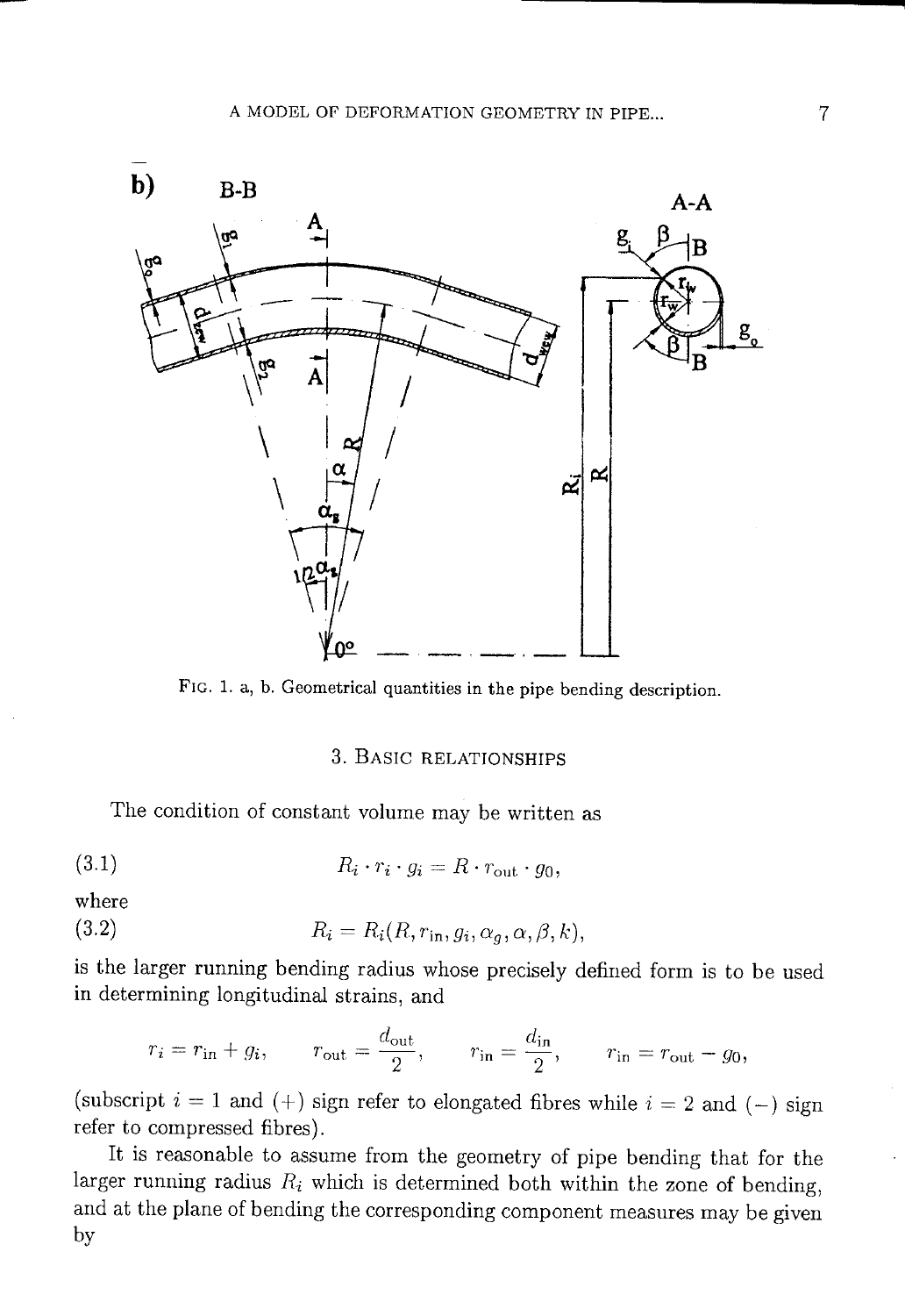FIG. 1. a, b. Geometrical quantities in the pipe bending description.

## 3. Basic relationships

The condition of constant volume may be written as

$$R_i \cdot r_i \cdot g_i = R \cdot r_{\text{out}} \cdot g_0, \tag{3.1}$$

where

$$R_i = R_i(R, r_{\text{in}}, g_i, \alpha_g, \alpha, \beta, k), \tag{3.2}$$

is the larger running bending radius whose precisely defined form is to be used in determining longitudinal strains, and

$$r_i = r_{\text{in}} + g_i, \qquad r_{\text{out}} = \frac{d_{\text{out}}}{2}, \qquad r_{\text{in}} = \frac{d_{\text{in}}}{2}, \qquad r_{\text{in}} = r_{\text{out}} - g_0,$$

(subscript $i = 1$ and $(+)$ sign refer to elongated fibres while $i = 2$ and $(-)$ sign refer to compressed fibres).

It is reasonable to assume from the geometry of pipe bending that for the larger running radius $R_i$ which is determined both within the zone of bending, and at the plane of bending the corresponding component measures may be given by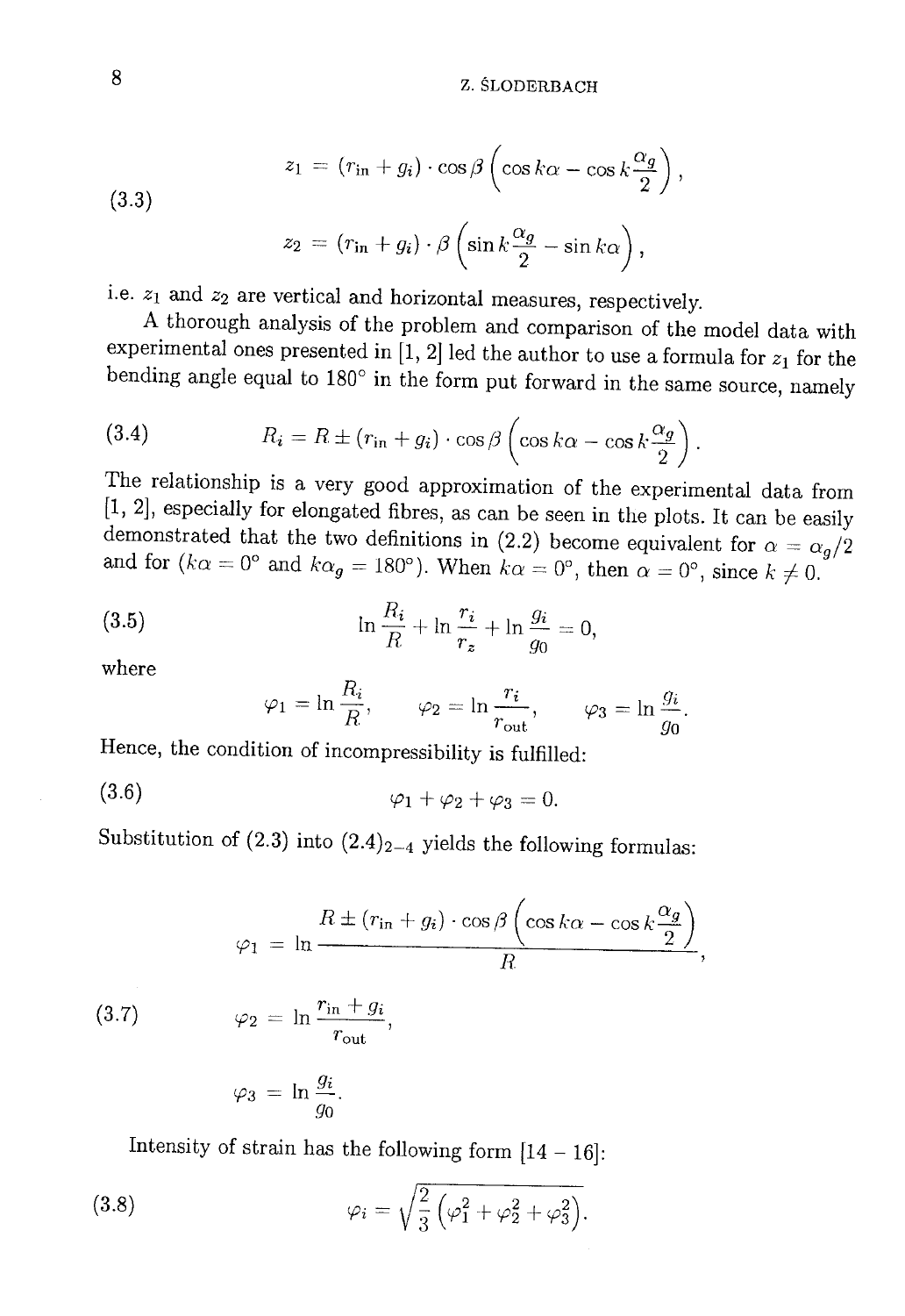$$z_1 = (r_{\text{in}} + g_i) \cdot \cos\beta \left(\cos k\alpha - \cos k\frac{\alpha_g}{2}\right), \tag{3.3}$$

$$z_2 = (r_{\text{in}} + g_i) \cdot \beta \left(\sin k\frac{\alpha_g}{2} - \sin k\alpha\right),$$

i.e. $z_1$ and $z_2$ are vertical and horizontal measures, respectively.

A thorough analysis of the problem and comparison of the model data with experimental ones presented in [1, 2] led the author to use a formula for $z_1$ for the bending angle equal to 180° in the form put forward in the same source, namely

$$R_i = R \pm (r_{\text{in}} + g_i) \cdot \cos\beta \left(\cos k\alpha - \cos k\frac{\alpha_g}{2}\right). \tag{3.4}$$

The relationship is a very good approximation of the experimental data from [1, 2], especially for elongated fibres, as can be seen in the plots. It can be easily demonstrated that the two definitions in (2.2) become equivalent for $\alpha = \alpha_g/2$ and for ($k\alpha = 0°$ and $k\alpha_g = 180°$). When $k\alpha = 0°$, then $\alpha = 0°$, since $k \neq 0$.

$$\ln\frac{R_i}{R} + \ln\frac{r_i}{r_z} + \ln\frac{g_i}{g_0} = 0, \tag{3.5}$$

where

$$\varphi_1 = \ln\frac{R_i}{R}, \qquad \varphi_2 = \ln\frac{r_i}{r_{\text{out}}}, \qquad \varphi_3 = \ln\frac{g_i}{g_0}.$$

Hence, the condition of incompressibility is fulfilled:

$$\varphi_1 + \varphi_2 + \varphi_3 = 0. \tag{3.6}$$

Substitution of (2.3) into $(2.4)_{2-4}$ yields the following formulas:

$$\varphi_1 = \ln\frac{R \pm (r_{\text{in}} + g_i) \cdot \cos\beta \left(\cos k\alpha - \cos k\frac{\alpha_g}{2}\right)}{R},$$

$$\varphi_2 = \ln\frac{r_{\text{in}} + g_i}{r_{\text{out}}}, \tag{3.7}$$

$$\varphi_3 = \ln\frac{g_i}{g_0}.$$

Intensity of strain has the following form [14 – 16]:

$$\varphi_i = \sqrt{\frac{2}{3}\left(\varphi_1^2 + \varphi_2^2 + \varphi_3^2\right)}. \tag{3.8}$$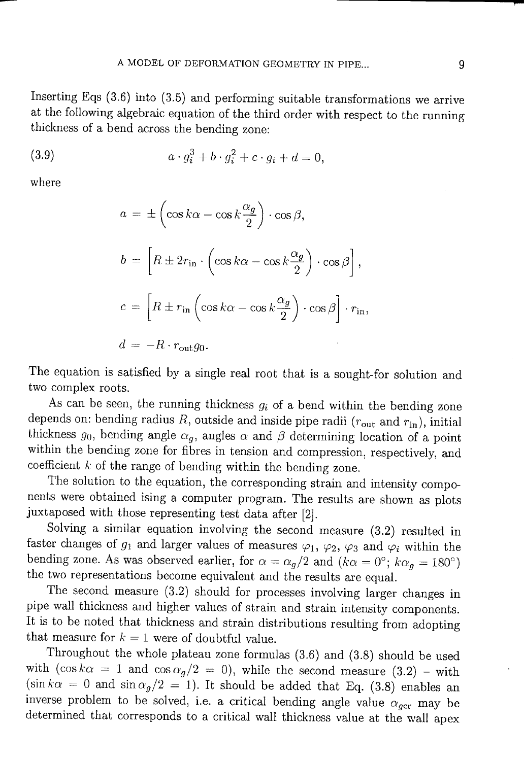Inserting Eqs (3.6) into (3.5) and performing suitable transformations we arrive at the following algebraic equation of the third order with respect to the running thickness of a bend across the bending zone:

$$a \cdot g_i^3 + b \cdot g_i^2 + c \cdot g_i + d = 0, \tag{3.9}$$

where

$$a = \pm \left( \cos k\alpha - \cos k\frac{\alpha_g}{2} \right) \cdot \cos\beta,$$

$$b = \left[ R \pm 2r_{\text{in}} \cdot \left( \cos k\alpha - \cos k\frac{\alpha_g}{2} \right) \cdot \cos\beta \right],$$

$$c = \left[ R \pm r_{\text{in}} \left( \cos k\alpha - \cos k\frac{\alpha_g}{2} \right) \cdot \cos\beta \right] \cdot r_{\text{in}},$$

$$d = -R \cdot r_{\text{out}} g_0.$$

The equation is satisfied by a single real root that is a sought-for solution and two complex roots.

As can be seen, the running thickness $g_i$ of a bend within the bending zone depends on: bending radius $R$, outside and inside pipe radii ($r_{\text{out}}$ and $r_{\text{in}}$), initial thickness $g_0$, bending angle $\alpha_g$, angles $\alpha$ and $\beta$ determining location of a point within the bending zone for fibres in tension and compression, respectively, and coefficient $k$ of the range of bending within the bending zone.

The solution to the equation, the corresponding strain and intensity components were obtained ising a computer program. The results are shown as plots juxtaposed with those representing test data after [2].

Solving a similar equation involving the second measure (3.2) resulted in faster changes of $g_1$ and larger values of measures $\varphi_1$, $\varphi_2$, $\varphi_3$ and $\varphi_i$ within the bending zone. As was observed earlier, for $\alpha = \alpha_g/2$ and ($k\alpha = 0°$; $k\alpha_g = 180°$) the two representations become equivalent and the results are equal.

The second measure (3.2) should for processes involving larger changes in pipe wall thickness and higher values of strain and strain intensity components. It is to be noted that thickness and strain distributions resulting from adopting that measure for $k = 1$ were of doubtful value.

Throughout the whole plateau zone formulas (3.6) and (3.8) should be used with ($\cos k\alpha = 1$ and $\cos \alpha_g/2 = 0$), while the second measure (3.2) – with ($\sin k\alpha = 0$ and $\sin \alpha_g/2 = 1$). It should be added that Eq. (3.8) enables an inverse problem to be solved, i.e. a critical bending angle value $\alpha_{gcr}$ may be determined that corresponds to a critical wall thickness value at the wall apex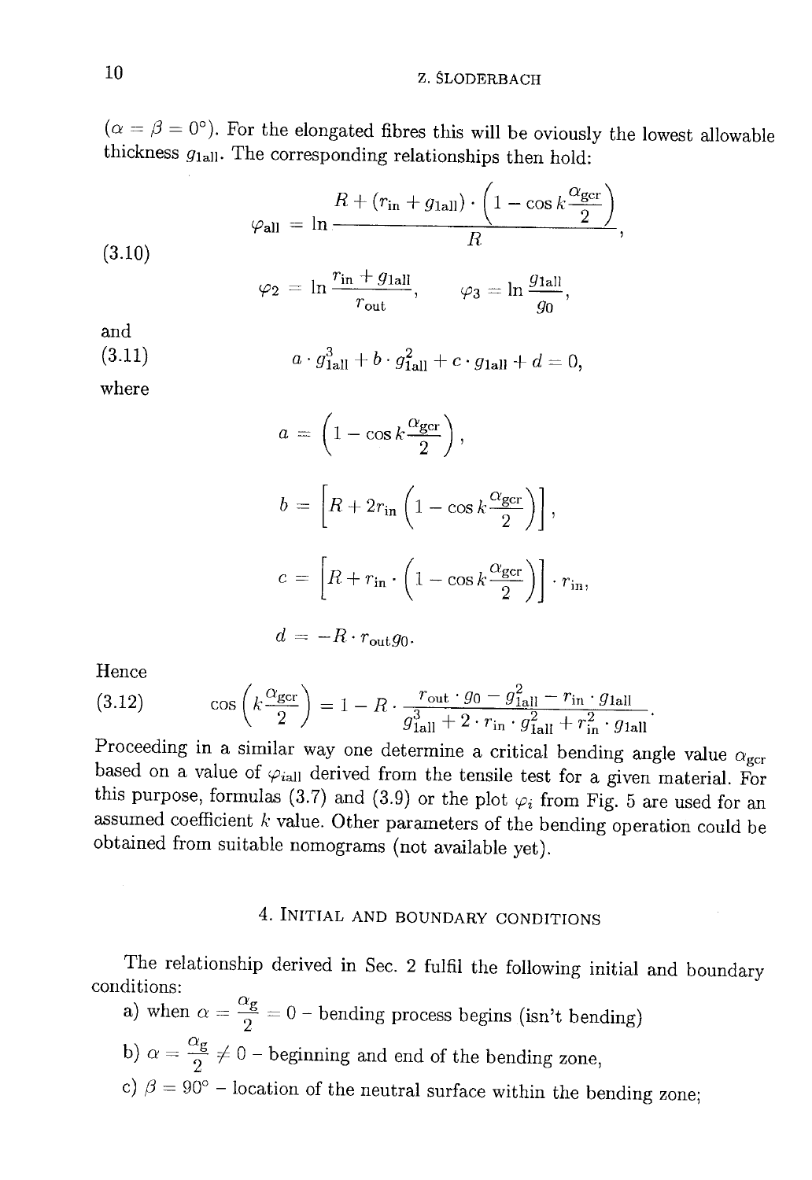($\alpha = \beta = 0°$). For the elongated fibres this will be oviously the lowest allowable thickness $g_{1\text{all}}$. The corresponding relationships then hold:

$$\varphi_{\text{all}} = \ln \frac{R + (r_{\text{in}} + g_{1\text{all}}) \cdot \left(1 - \cos k \frac{\alpha_{\text{gcr}}}{2}\right)}{R},$$

(3.10)

$$\varphi_2 = \ln \frac{r_{\text{in}} + g_{1\text{all}}}{r_{\text{out}}}, \qquad \varphi_3 = \ln \frac{g_{1\text{all}}}{g_0},$$

and

(3.11)
$$a \cdot g_{1\text{all}}^3 + b \cdot g_{1\text{all}}^2 + c \cdot g_{1\text{all}} + d = 0,$$

where

$$a = \left(1 - \cos k \frac{\alpha_{\text{gcr}}}{2}\right),$$

$$b = \left[R + 2r_{\text{in}} \left(1 - \cos k \frac{\alpha_{\text{gcr}}}{2}\right)\right],$$

$$c = \left[R + r_{\text{in}} \cdot \left(1 - \cos k \frac{\alpha_{\text{gcr}}}{2}\right)\right] \cdot r_{\text{in}},$$

$$d = -R \cdot r_{\text{out}} g_0.$$

Hence

(3.12)
$$\cos\left(k \frac{\alpha_{\text{gcr}}}{2}\right) = 1 - R \cdot \frac{r_{\text{out}} \cdot g_0 - g_{1\text{all}}^2 - r_{\text{in}} \cdot g_{1\text{all}}}{g_{1\text{all}}^3 + 2 \cdot r_{\text{in}} \cdot g_{1\text{all}}^2 + r_{\text{in}}^2 \cdot g_{1\text{all}}}.$$

Proceeding in a similar way one determine a critical bending angle value $\alpha_{\text{gcr}}$ based on a value of $\varphi_{i\text{all}}$ derived from the tensile test for a given material. For this purpose, formulas (3.7) and (3.9) or the plot $\varphi_i$ from Fig. 5 are used for an assumed coefficient $k$ value. Other parameters of the bending operation could be obtained from suitable nomograms (not available yet).

## 4. Initial and boundary conditions

The relationship derived in Sec. 2 fulfil the following initial and boundary conditions:

a) when $\alpha = \frac{\alpha_g}{2} = 0$ – bending process begins (isn't bending)

b) $\alpha = \frac{\alpha_g}{2} \neq 0$ – beginning and end of the bending zone,

c) $\beta = 90°$ – location of the neutral surface within the bending zone;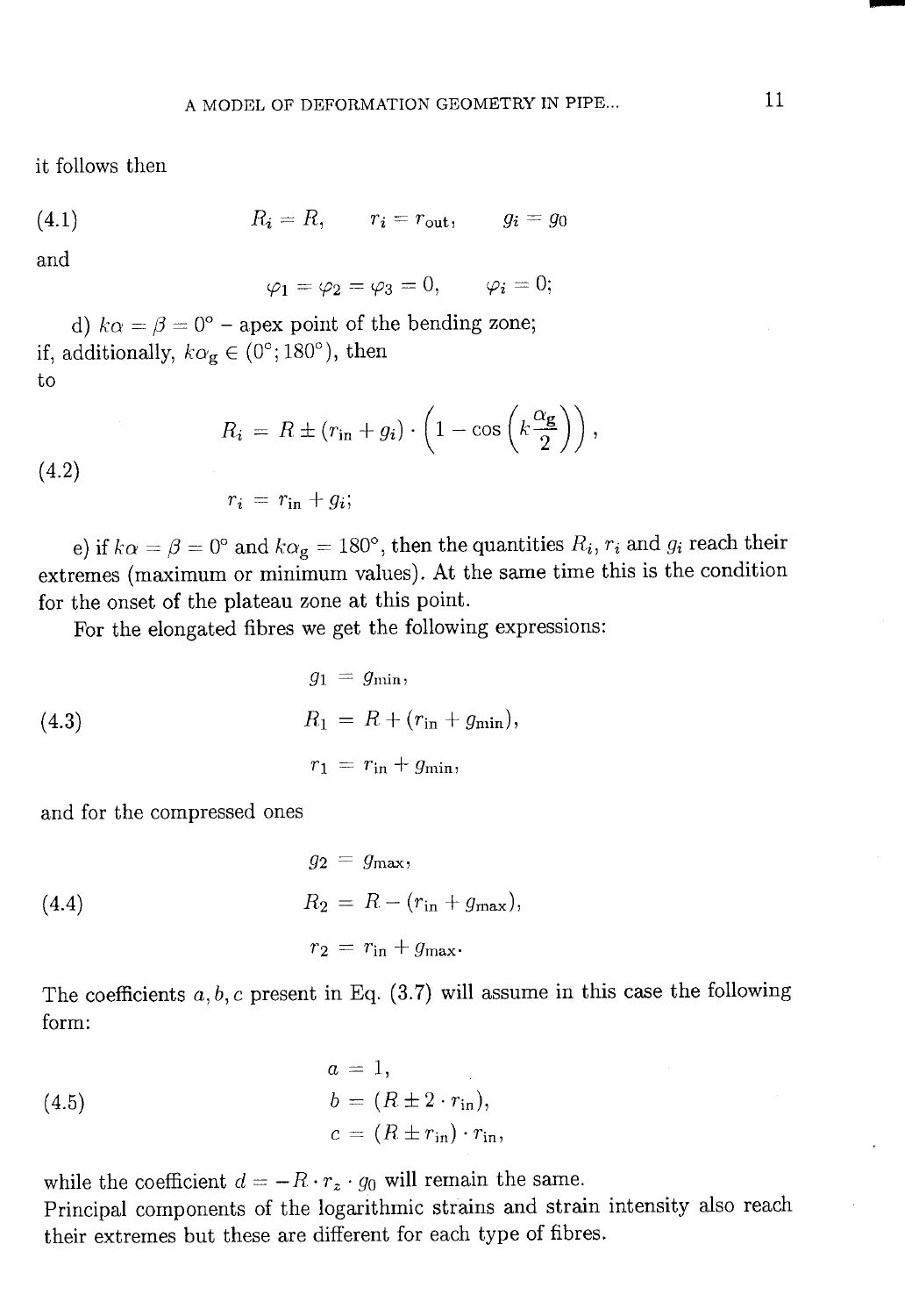it follows then

$$R_i = R, \qquad r_i = r_{\text{out}}, \qquad g_i = g_0 \tag{4.1}$$

and

$$\varphi_1 = \varphi_2 = \varphi_3 = 0, \qquad \varphi_i = 0;$$

d) $k\alpha = \beta = 0°$ – apex point of the bending zone;
if, additionally, $k\alpha_g \in (0°; 180°)$, then
to

$$\begin{aligned} R_i &= R \pm (r_{\text{in}} + g_i) \cdot \left(1 - \cos\left(k\frac{\alpha_g}{2}\right)\right), \\ r_i &= r_{\text{in}} + g_i; \end{aligned} \tag{4.2}$$

e) if $k\alpha = \beta = 0°$ and $k\alpha_g = 180°$, then the quantities $R_i$, $r_i$ and $g_i$ reach their extremes (maximum or minimum values). At the same time this is the condition for the onset of the plateau zone at this point.

For the elongated fibres we get the following expressions:

$$\begin{aligned} g_1 &= g_{\min}, \\ R_1 &= R + (r_{\text{in}} + g_{\min}), \\ r_1 &= r_{\text{in}} + g_{\min}, \end{aligned} \tag{4.3}$$

and for the compressed ones

$$\begin{aligned} g_2 &= g_{\max}, \\ R_2 &= R - (r_{\text{in}} + g_{\max}), \\ r_2 &= r_{\text{in}} + g_{\max}. \end{aligned} \tag{4.4}$$

The coefficients $a, b, c$ present in Eq. (3.7) will assume in this case the following form:

$$\begin{aligned} a &= 1, \\ b &= (R \pm 2 \cdot r_{\text{in}}), \\ c &= (R \pm r_{\text{in}}) \cdot r_{\text{in}}, \end{aligned} \tag{4.5}$$

while the coefficient $d = -R \cdot r_z \cdot g_0$ will remain the same.
Principal components of the logarithmic strains and strain intensity also reach their extremes but these are different for each type of fibres.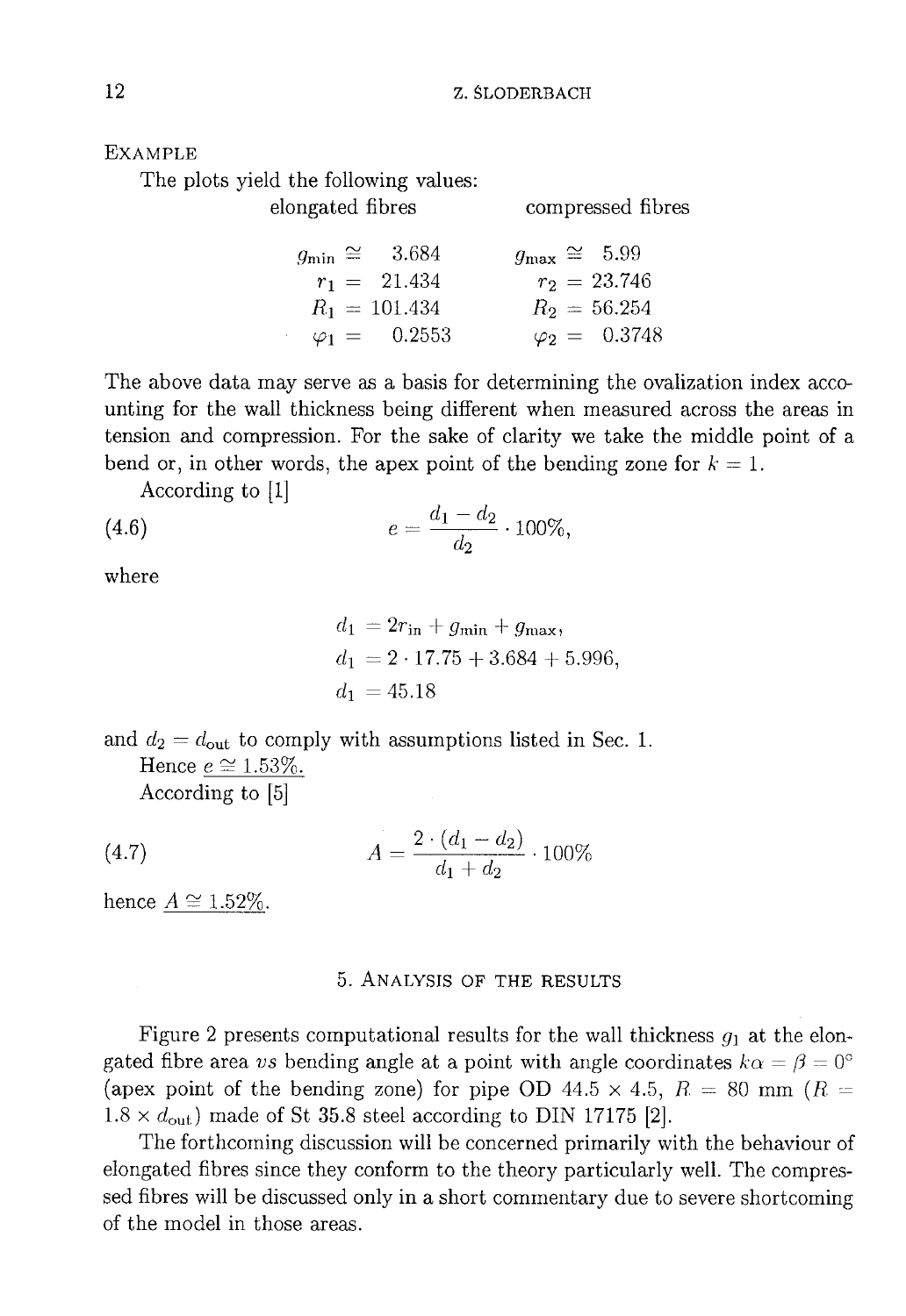### Example

The plots yield the following values:

| elongated fibres | compressed fibres |
|---|---|
| $g_{\min} \cong 3.684$ | $g_{\max} \cong 5.99$ |
| $r_1 = 21.434$ | $r_2 = 23.746$ |
| $R_1 = 101.434$ | $R_2 = 56.254$ |
| $\varphi_1 = 0.2553$ | $\varphi_2 = 0.3748$ |

The above data may serve as a basis for determining the ovalization index accounting for the wall thickness being different when measured across the areas in tension and compression. For the sake of clarity we take the middle point of a bend or, in other words, the apex point of the bending zone for $k = 1$.

According to [1]

$$e = \frac{d_1 - d_2}{d_2} \cdot 100\%, \tag{4.6}$$

where

$$d_1 = 2r_{\text{in}} + g_{\min} + g_{\max},$$
$$d_1 = 2 \cdot 17.75 + 3.684 + 5.996,$$
$$d_1 = 45.18$$

and $d_2 = d_{\text{out}}$ to comply with assumptions listed in Sec. 1.

Hence $\underline{e \cong 1.53\%}$.

According to [5]

$$A = \frac{2 \cdot (d_1 - d_2)}{d_1 + d_2} \cdot 100\% \tag{4.7}$$

hence $\underline{A \cong 1.52\%}$.

## 5. Analysis of the results

Figure 2 presents computational results for the wall thickness $g_1$ at the elongated fibre area *vs* bending angle at a point with angle coordinates $k\alpha = \beta = 0^\circ$ (apex point of the bending zone) for pipe OD 44.5 × 4.5, $R = 80$ mm ($R = 1.8 \times d_{\text{out}}$) made of St 35.8 steel according to DIN 17175 [2].

The forthcoming discussion will be concerned primarily with the behaviour of elongated fibres since they conform to the theory particularly well. The compressed fibres will be discussed only in a short commentary due to severe shortcoming of the model in those areas.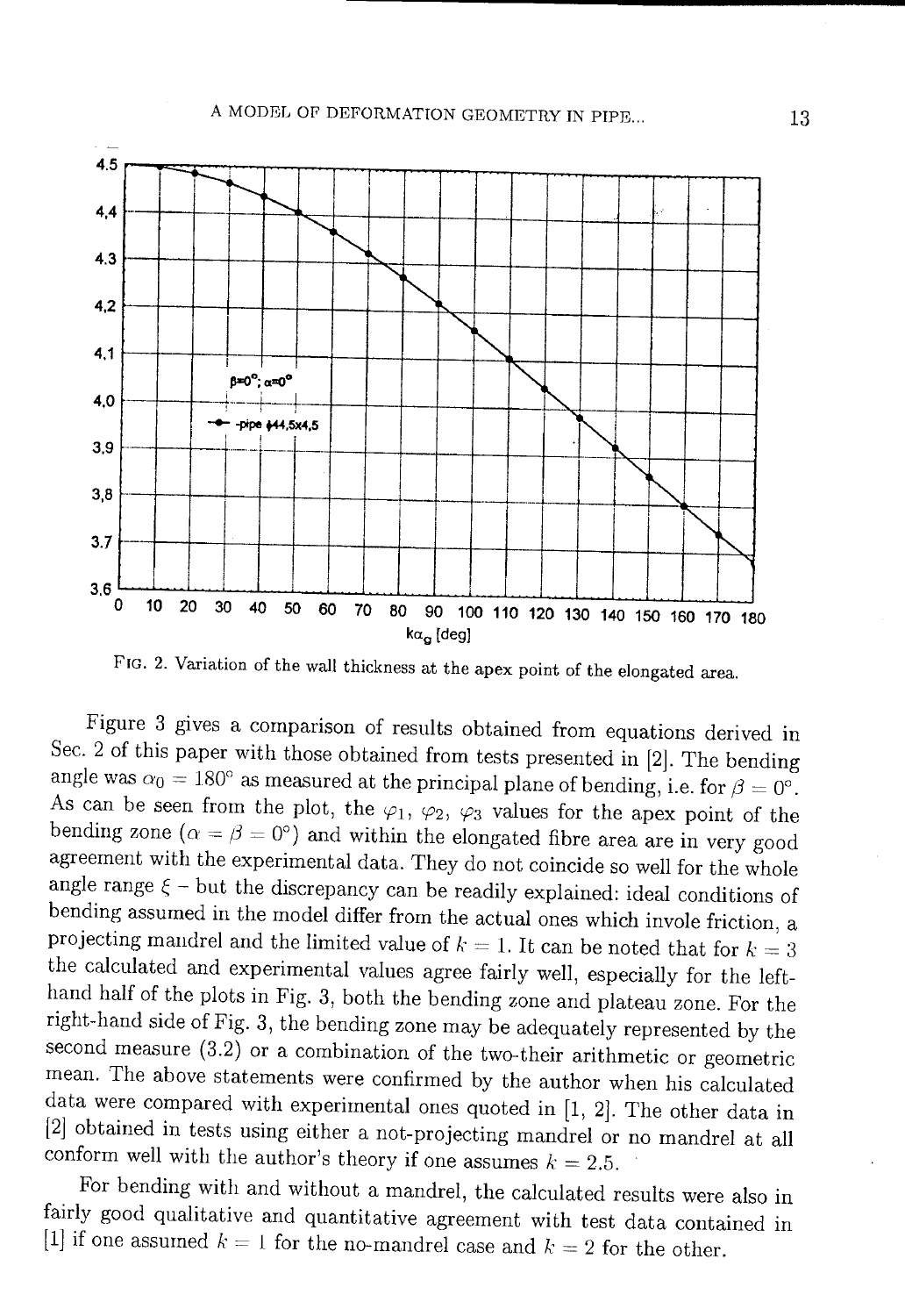FIG. 2. Variation of the wall thickness at the apex point of the elongated area.

Figure 3 gives a comparison of results obtained from equations derived in Sec. 2 of this paper with those obtained from tests presented in [2]. The bending angle was $\alpha_0 = 180°$ as measured at the principal plane of bending, i.e. for $\beta = 0°$. As can be seen from the plot, the $\varphi_1$, $\varphi_2$, $\varphi_3$ values for the apex point of the bending zone ($\alpha = \beta = 0°$) and within the elongated fibre area are in very good agreement with the experimental data. They do not coincide so well for the whole angle range $\xi$ – but the discrepancy can be readily explained: ideal conditions of bending assumed in the model differ from the actual ones which invole friction, a projecting mandrel and the limited value of $k = 1$. It can be noted that for $k = 3$ the calculated and experimental values agree fairly well, especially for the left-hand half of the plots in Fig. 3, both the bending zone and plateau zone. For the right-hand side of Fig. 3, the bending zone may be adequately represented by the second measure (3.2) or a combination of the two-their arithmetic or geometric mean. The above statements were confirmed by the author when his calculated data were compared with experimental ones quoted in [1, 2]. The other data in [2] obtained in tests using either a not-projecting mandrel or no mandrel at all conform well with the author's theory if one assumes $k = 2.5$.

For bending with and without a mandrel, the calculated results were also in fairly good qualitative and quantitative agreement with test data contained in [1] if one assumed $k = 1$ for the no-mandrel case and $k = 2$ for the other.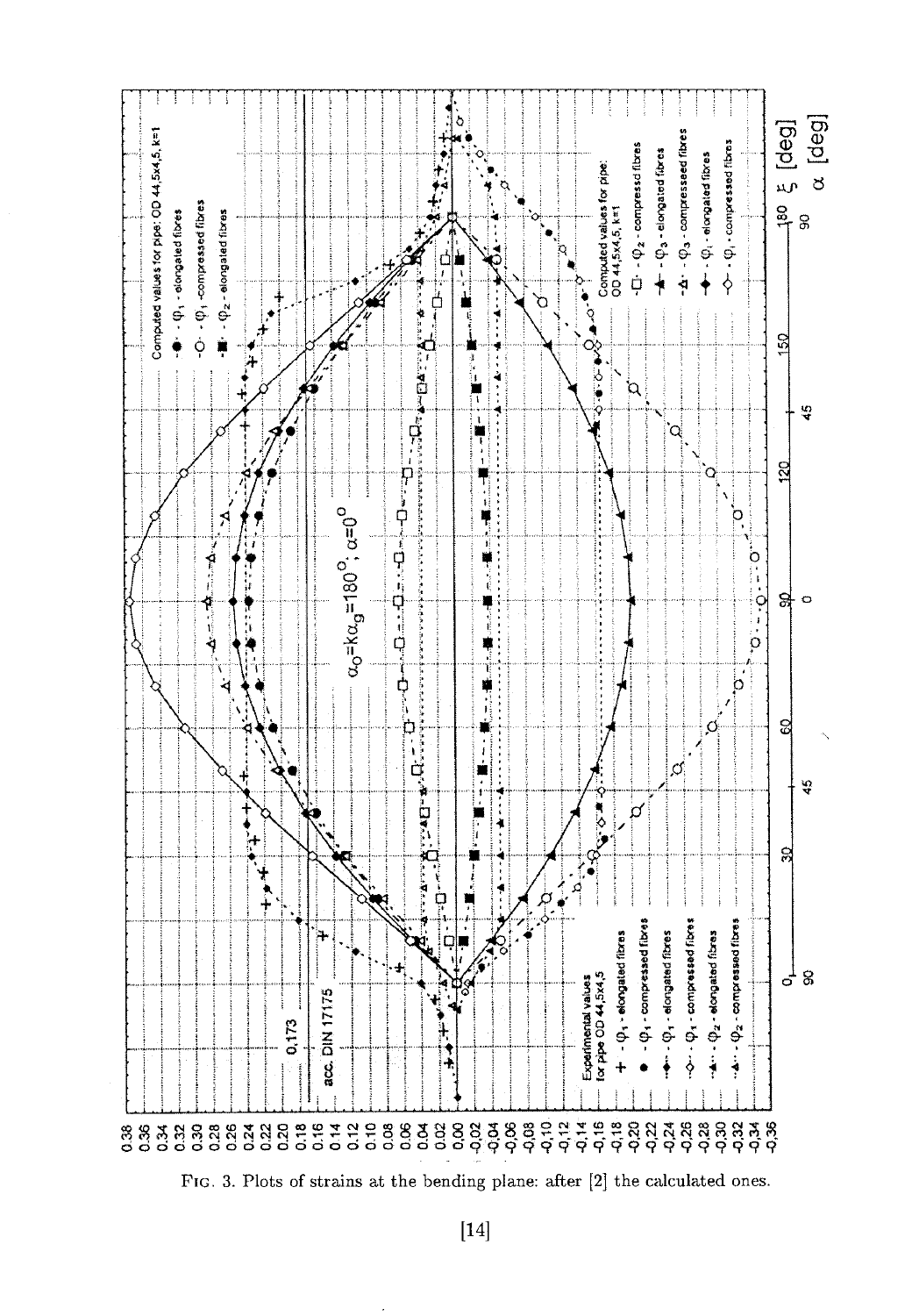FIG. 3. Plots of strains at the bending plane: after [2] the calculated ones.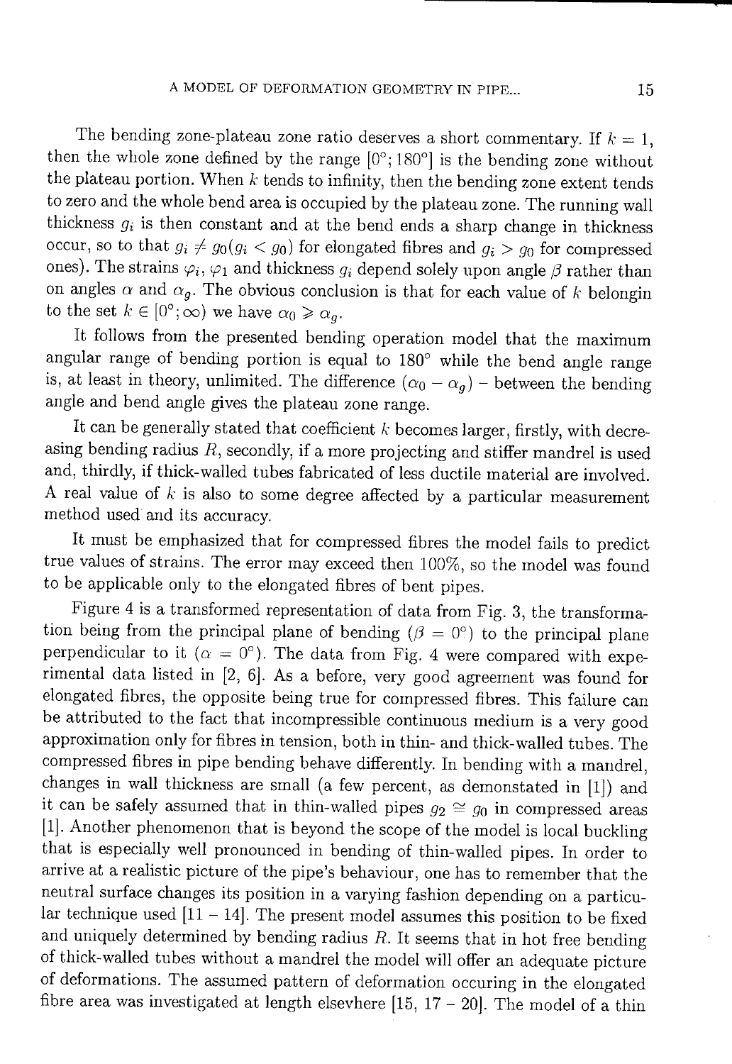The bending zone-plateau zone ratio deserves a short commentary. If $k = 1$, then the whole zone defined by the range $[0°; 180°]$ is the bending zone without the plateau portion. When $k$ tends to infinity, then the bending zone extent tends to zero and the whole bend area is occupied by the plateau zone. The running wall thickness $g_i$ is then constant and at the bend ends a sharp change in thickness occur, so to that $g_i \neq g_0 (g_i < g_0)$ for elongated fibres and $g_i > g_0$ for compressed ones). The strains $\varphi_i$, $\varphi_1$ and thickness $g_i$ depend solely upon angle $\beta$ rather than on angles $\alpha$ and $\alpha_g$. The obvious conclusion is that for each value of $k$ belongin to the set $k \in [0°; \infty)$ we have $\alpha_0 \geqslant \alpha_g$.

It follows from the presented bending operation model that the maximum angular range of bending portion is equal to 180° while the bend angle range is, at least in theory, unlimited. The difference $(\alpha_0 - \alpha_g)$ – between the bending angle and bend angle gives the plateau zone range.

It can be generally stated that coefficient $k$ becomes larger, firstly, with decreasing bending radius $R$, secondly, if a more projecting and stiffer mandrel is used and, thirdly, if thick-walled tubes fabricated of less ductile material are involved. A real value of $k$ is also to some degree affected by a particular measurement method used and its accuracy.

It must be emphasized that for compressed fibres the model fails to predict true values of strains. The error may exceed then 100%, so the model was found to be applicable only to the elongated fibres of bent pipes.

Figure 4 is a transformed representation of data from Fig. 3, the transformation being from the principal plane of bending ($\beta = 0°$) to the principal plane perpendicular to it ($\alpha = 0°$). The data from Fig. 4 were compared with experimental data listed in [2, 6]. As a before, very good agreement was found for elongated fibres, the opposite being true for compressed fibres. This failure can be attributed to the fact that incompressible continuous medium is a very good approximation only for fibres in tension, both in thin- and thick-walled tubes. The compressed fibres in pipe bending behave differently. In bending with a mandrel, changes in wall thickness are small (a few percent, as demonstated in [1]) and it can be safely assumed that in thin-walled pipes $g_2 \cong g_0$ in compressed areas [1]. Another phenomenon that is beyond the scope of the model is local buckling that is especially well pronounced in bending of thin-walled pipes. In order to arrive at a realistic picture of the pipe's behaviour, one has to remember that the neutral surface changes its position in a varying fashion depending on a particular technique used [11 – 14]. The present model assumes this position to be fixed and uniquely determined by bending radius $R$. It seems that in hot free bending of thick-walled tubes without a mandrel the model will offer an adequate picture of deformations. The assumed pattern of deformation occuring in the elongated fibre area was investigated at length elsevhere [15, 17 – 20]. The model of a thin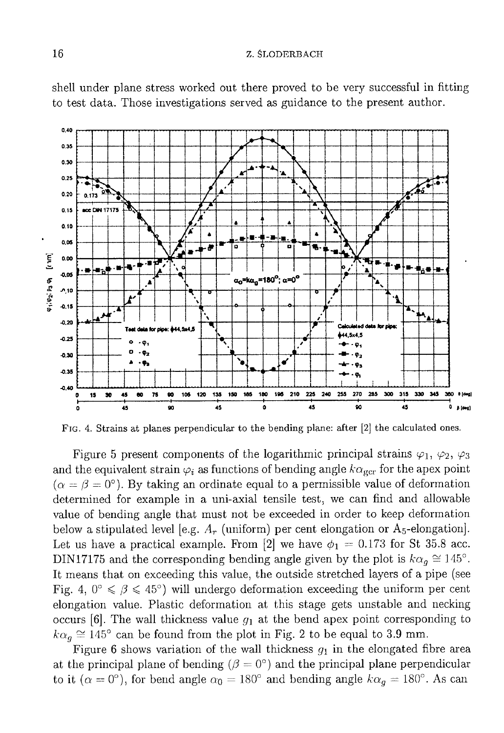shell under plane stress worked out there proved to be very successful in fitting to test data. Those investigations served as guidance to the present author.

FIG. 4. Strains at planes perpendicular to the bending plane: after [2] the calculated ones.

Figure 5 present components of the logarithmic principal strains $\varphi_1$, $\varphi_2$, $\varphi_3$ and the equivalent strain $\varphi_i$ as functions of bending angle $k\alpha_{gcr}$ for the apex point ($\alpha = \beta = 0°$). By taking an ordinate equal to a permissible value of deformation determined for example in a uni-axial tensile test, we can find and allowable value of bending angle that must not be exceeded in order to keep deformation below a stipulated level [e.g. $A_r$ (uniform) per cent elongation or $A_5$-elongation]. Let us have a practical example. From [2] we have $\phi_1 = 0.173$ for St 35.8 acc. DIN17175 and the corresponding bending angle given by the plot is $k\alpha_g \cong 145°$. It means that on exceeding this value, the outside stretched layers of a pipe (see Fig. 4, $0° \leqslant \beta \leqslant 45°$) will undergo deformation exceeding the uniform per cent elongation value. Plastic deformation at this stage gets unstable and necking occurs [6]. The wall thickness value $g_1$ at the bend apex point corresponding to $k\alpha_g \cong 145°$ can be found from the plot in Fig. 2 to be equal to 3.9 mm.

Figure 6 shows variation of the wall thickness $g_1$ in the elongated fibre area at the principal plane of bending ($\beta = 0°$) and the principal plane perpendicular to it ($\alpha = 0°$), for bend angle $\alpha_0 = 180°$ and bending angle $k\alpha_g = 180°$. As can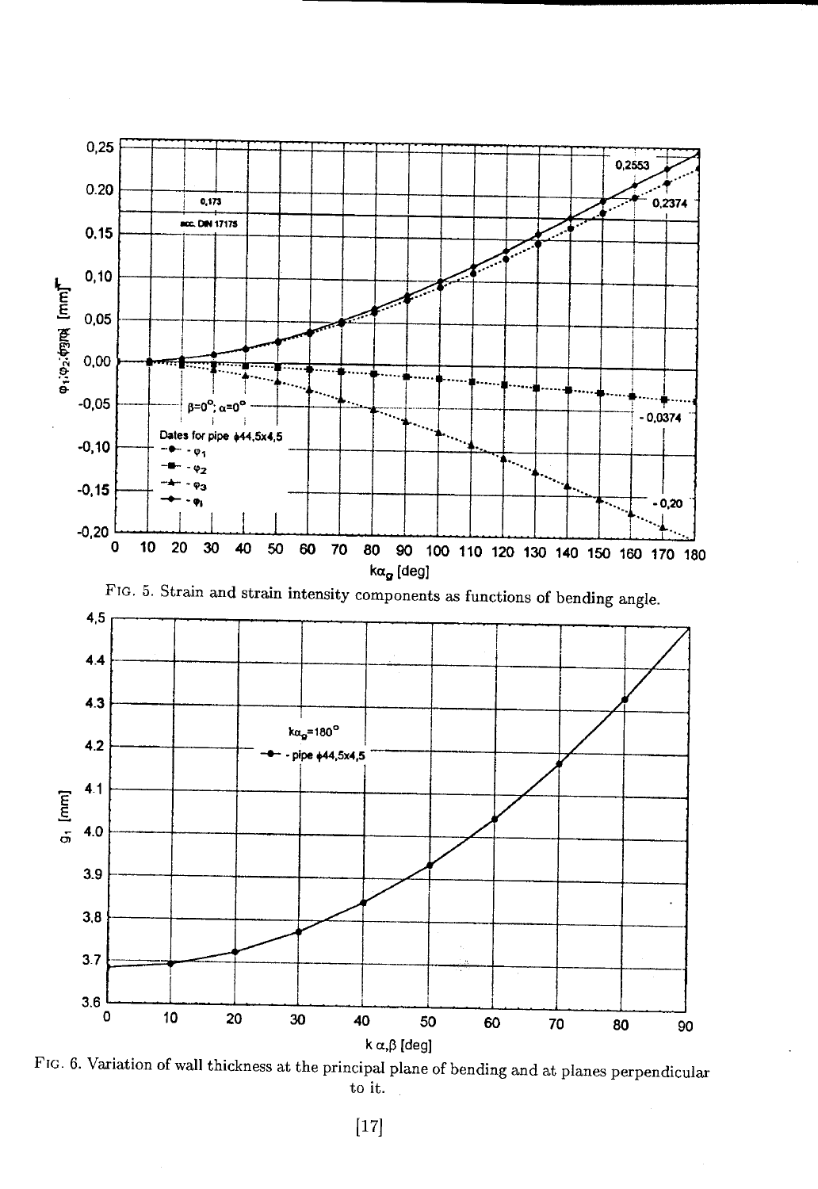FIG. 5. Strain and strain intensity components as functions of bending angle.

FIG. 6. Variation of wall thickness at the principal plane of bending and at planes perpendicular to it.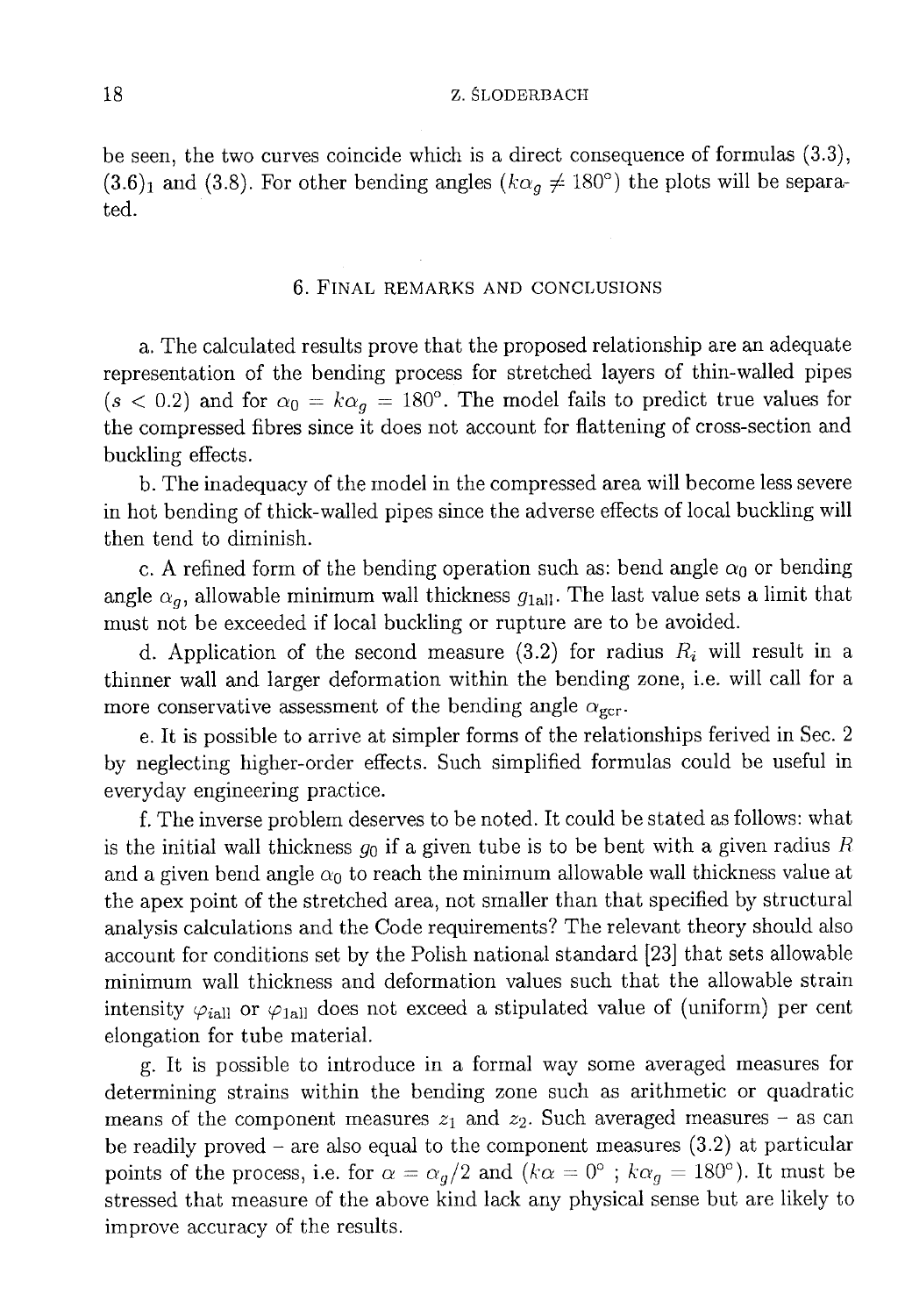be seen, the two curves coincide which is a direct consequence of formulas (3.3), $(3.6)_1$ and (3.8). For other bending angles ($k\alpha_g \neq 180°$) the plots will be separated.

## 6. Final remarks and conclusions

a. The calculated results prove that the proposed relationship are an adequate representation of the bending process for stretched layers of thin-walled pipes ($s < 0.2$) and for $\alpha_0 = k\alpha_g = 180°$. The model fails to predict true values for the compressed fibres since it does not account for flattening of cross-section and buckling effects.

b. The inadequacy of the model in the compressed area will become less severe in hot bending of thick-walled pipes since the adverse effects of local buckling will then tend to diminish.

c. A refined form of the bending operation such as: bend angle $\alpha_0$ or bending angle $\alpha_g$, allowable minimum wall thickness $g_{1\mathrm{all}}$. The last value sets a limit that must not be exceeded if local buckling or rupture are to be avoided.

d. Application of the second measure (3.2) for radius $R_i$ will result in a thinner wall and larger deformation within the bending zone, i.e. will call for a more conservative assessment of the bending angle $\alpha_{g\mathrm{cr}}$.

e. It is possible to arrive at simpler forms of the relationships ferived in Sec. 2 by neglecting higher-order effects. Such simplified formulas could be useful in everyday engineering practice.

f. The inverse problem deserves to be noted. It could be stated as follows: what is the initial wall thickness $g_0$ if a given tube is to be bent with a given radius $R$ and a given bend angle $\alpha_0$ to reach the minimum allowable wall thickness value at the apex point of the stretched area, not smaller than that specified by structural analysis calculations and the Code requirements? The relevant theory should also account for conditions set by the Polish national standard [23] that sets allowable minimum wall thickness and deformation values such that the allowable strain intensity $\varphi_{i\mathrm{all}}$ or $\varphi_{1\mathrm{all}}$ does not exceed a stipulated value of (uniform) per cent elongation for tube material.

g. It is possible to introduce in a formal way some averaged measures for determining strains within the bending zone such as arithmetic or quadratic means of the component measures $z_1$ and $z_2$. Such averaged measures – as can be readily proved – are also equal to the component measures (3.2) at particular points of the process, i.e. for $\alpha = \alpha_g/2$ and ($k\alpha = 0°$ ; $k\alpha_g = 180°$). It must be stressed that measure of the above kind lack any physical sense but are likely to improve accuracy of the results.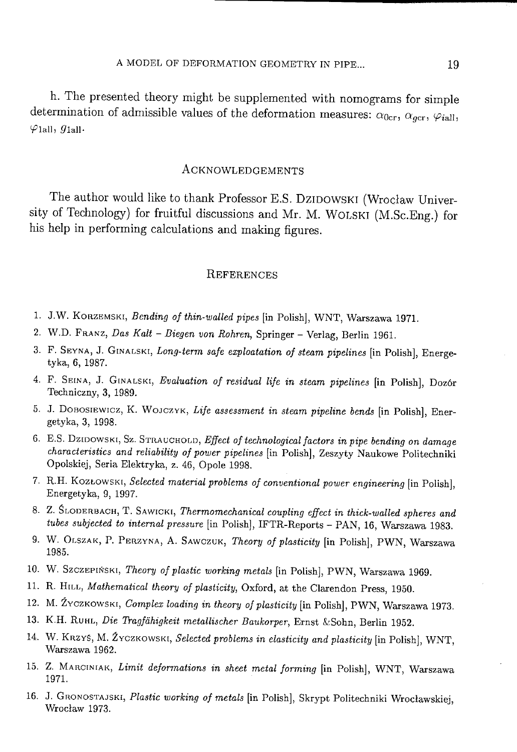h. The presented theory might be supplemented with nomograms for simple determination of admissible values of the deformation measures: $\alpha_{0cr}$, $\alpha_{gcr}$, $\varphi_{iall}$, $\varphi_{1all}$, $g_{1all}$.

## Acknowledgements

The author would like to thank Professor E.S. Dzidowski (Wrocław University of Technology) for fruitful discussions and Mr. M. Wolski (M.Sc.Eng.) for his help in performing calculations and making figures.

## References

1. J.W. Korzemski, *Bending of thin-walled pipes* [in Polish], WNT, Warszawa 1971.
2. W.D. Franz, *Das Kalt – Biegen von Rohren*, Springer – Verlag, Berlin 1961.
3. F. Seyna, J. Ginalski, *Long-term safe exploatation of steam pipelines* [in Polish], Energetyka, 6, 1987.
4. F. Seina, J. Ginalski, *Evaluation of residual life in steam pipelines* [in Polish], Dozór Techniczny, 3, 1989.
5. J. Dobosiewicz, K. Wojczyk, *Life assessment in steam pipeline bends* [in Polish], Energetyka, 3, 1998.
6. E.S. Dzidowski, Sz. Strauchold, *Effect of technological factors in pipe bending on damage characteristics and reliability of power pipelines* [in Polish], Zeszyty Naukowe Politechniki Opolskiej, Seria Elektryka, z. 46, Opole 1998.
7. R.H. Kozłowski, *Selected material problems of conventional power engineering* [in Polish], Energetyka, 9, 1997.
8. Z. Śloderbach, T. Sawicki, *Thermomechanical coupling effect in thick-walled spheres and tubes subjected to internal pressure* [in Polish], IFTR-Reports – PAN, 16, Warszawa 1983.
9. W. Olszak, P. Perzyna, A. Sawczuk, *Theory of plasticity* [in Polish], PWN, Warszawa 1985.
10. W. Szczepiński, *Theory of plastic working metals* [in Polish], PWN, Warszawa 1969.
11. R. Hill, *Mathematical theory of plasticity*, Oxford, at the Clarendon Press, 1950.
12. M. Życzkowski, *Complex loading in theory of plasticity* [in Polish], PWN, Warszawa 1973.
13. K.H. Ruhl, *Die Tragfähigkeit metallischer Baukorper*, Ernst &Sohn, Berlin 1952.
14. W. Krzyś, M. Życzkowski, *Selected problems in elasticity and plasticity* [in Polish], WNT, Warszawa 1962.
15. Z. Marciniak, *Limit deformations in sheet metal forming* [in Polish], WNT, Warszawa 1971.
16. J. Gronostajski, *Plastic working of metals* [in Polish], Skrypt Politechniki Wrocławskiej, Wrocław 1973.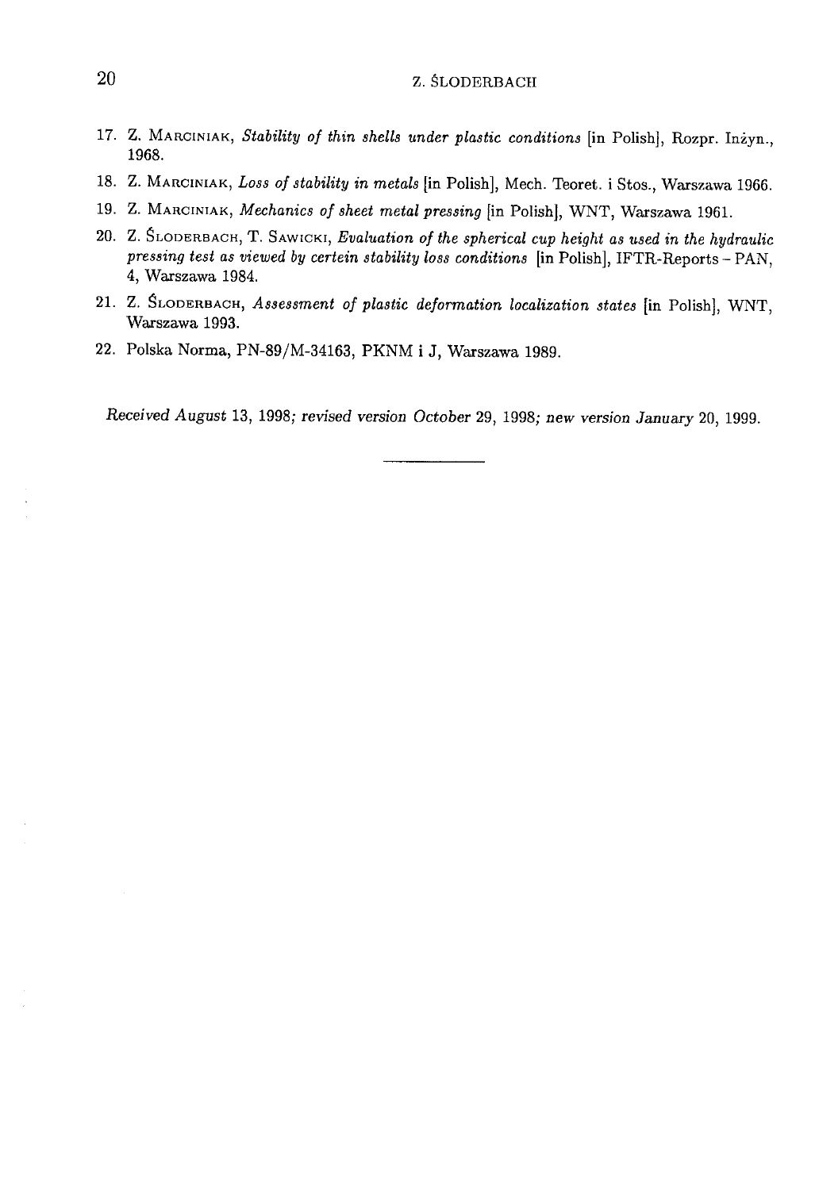17. Z. Marciniak, *Stability of thin shells under plastic conditions* [in Polish], Rozpr. Inżyn., 1968.
18. Z. Marciniak, *Loss of stability in metals* [in Polish], Mech. Teoret. i Stos., Warszawa 1966.
19. Z. Marciniak, *Mechanics of sheet metal pressing* [in Polish], WNT, Warszawa 1961.
20. Z. Śloderbach, T. Sawicki, *Evaluation of the spherical cup height as used in the hydraulic pressing test as viewed by certein stability loss conditions* [in Polish], IFTR-Reports – PAN, 4, Warszawa 1984.
21. Z. Śloderbach, *Assessment of plastic deformation localization states* [in Polish], WNT, Warszawa 1993.
22. Polska Norma, PN-89/M-34163, PKNM i J, Warszawa 1989.

*Received August 13, 1998; revised version October 29, 1998; new version January 20, 1999.*